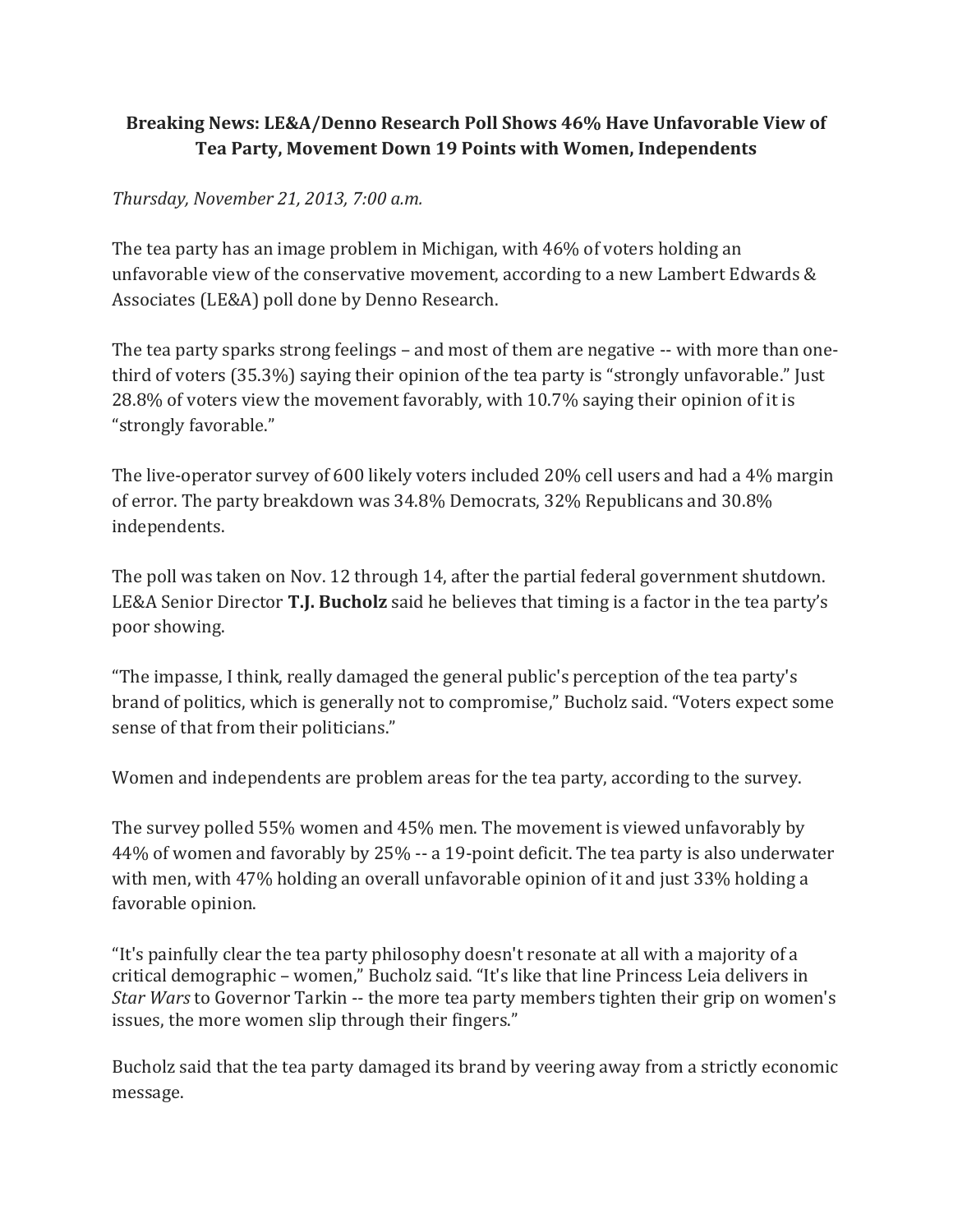**Breaking News: LE&A/Denno Research Poll Shows 46% Have Unfavorable View of Tea Party, Movement Down 19 Points with Women, Independents**

*Thursday, November 21, 2013, 7:00 a.m.*

The tea party has an image problem in Michigan, with 46% of voters holding an unfavorable view of the conservative movement, according to a new Lambert Edwards & Associates (LE&A) poll done by Denno Research.

The tea party sparks strong feelings – and most of them are negative -- with more than one-third of voters (35.3%) saying their opinion of the tea party is "strongly unfavorable." Just 28.8% of voters view the movement favorably, with 10.7% saying their opinion of it is "strongly favorable."

The live-operator survey of 600 likely voters included 20% cell users and had a 4% margin of error. The party breakdown was 34.8% Democrats, 32% Republicans and 30.8% independents.

The poll was taken on Nov. 12 through 14, after the partial federal government shutdown. LE&A Senior Director **T.J. Bucholz** said he believes that timing is a factor in the tea party's poor showing.

"The impasse, I think, really damaged the general public's perception of the tea party's brand of politics, which is generally not to compromise," Bucholz said. "Voters expect some sense of that from their politicians."

Women and independents are problem areas for the tea party, according to the survey.

The survey polled 55% women and 45% men. The movement is viewed unfavorably by 44% of women and favorably by 25% -- a 19-point deficit. The tea party is also underwater with men, with 47% holding an overall unfavorable opinion of it and just 33% holding a favorable opinion.

"It's painfully clear the tea party philosophy doesn't resonate at all with a majority of a critical demographic – women," Bucholz said. "It's like that line Princess Leia delivers in *Star Wars* to Governor Tarkin -- the more tea party members tighten their grip on women's issues, the more women slip through their fingers."

Bucholz said that the tea party damaged its brand by veering away from a strictly economic message.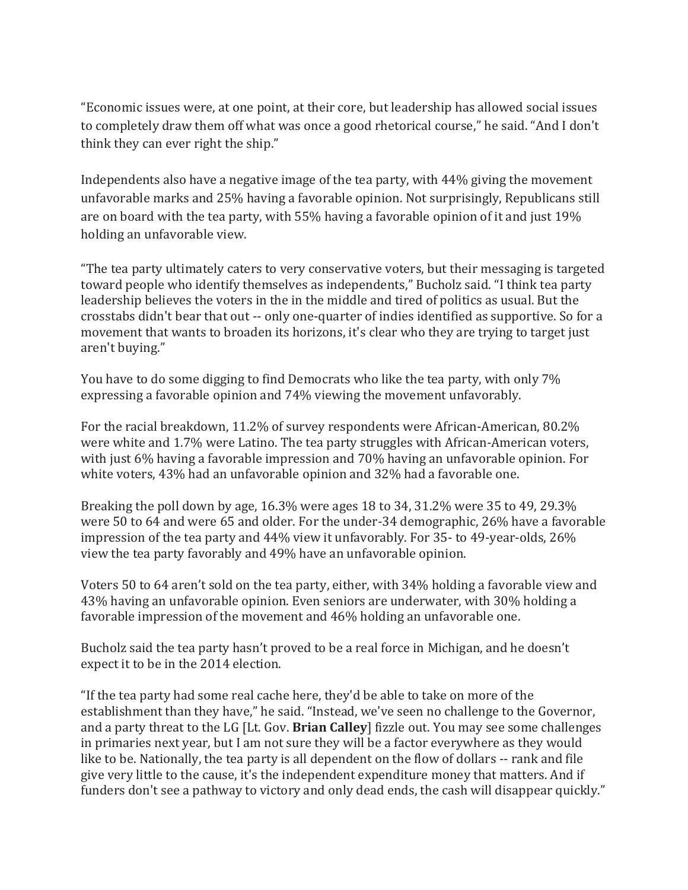"Economic issues were, at one point, at their core, but leadership has allowed social issues to completely draw them off what was once a good rhetorical course," he said. "And I don't think they can ever right the ship."

Independents also have a negative image of the tea party, with 44% giving the movement unfavorable marks and 25% having a favorable opinion. Not surprisingly, Republicans still are on board with the tea party, with 55% having a favorable opinion of it and just 19% holding an unfavorable view.

"The tea party ultimately caters to very conservative voters, but their messaging is targeted toward people who identify themselves as independents," Bucholz said. "I think tea party leadership believes the voters in the in the middle and tired of politics as usual. But the crosstabs didn't bear that out -- only one-quarter of indies identified as supportive. So for a movement that wants to broaden its horizons, it's clear who they are trying to target just aren't buying."

You have to do some digging to find Democrats who like the tea party, with only 7% expressing a favorable opinion and 74% viewing the movement unfavorably.

For the racial breakdown, 11.2% of survey respondents were African-American, 80.2% were white and 1.7% were Latino. The tea party struggles with African-American voters, with just 6% having a favorable impression and 70% having an unfavorable opinion. For white voters, 43% had an unfavorable opinion and 32% had a favorable one.

Breaking the poll down by age, 16.3% were ages 18 to 34, 31.2% were 35 to 49, 29.3% were 50 to 64 and were 65 and older. For the under-34 demographic, 26% have a favorable impression of the tea party and 44% view it unfavorably. For 35- to 49-year-olds, 26% view the tea party favorably and 49% have an unfavorable opinion.

Voters 50 to 64 aren't sold on the tea party, either, with 34% holding a favorable view and 43% having an unfavorable opinion. Even seniors are underwater, with 30% holding a favorable impression of the movement and 46% holding an unfavorable one.

Bucholz said the tea party hasn't proved to be a real force in Michigan, and he doesn't expect it to be in the 2014 election.

"If the tea party had some real cache here, they'd be able to take on more of the establishment than they have," he said. "Instead, we've seen no challenge to the Governor, and a party threat to the LG [Lt. Gov. **Brian Calley**] fizzle out. You may see some challenges in primaries next year, but I am not sure they will be a factor everywhere as they would like to be. Nationally, the tea party is all dependent on the flow of dollars -- rank and file give very little to the cause, it's the independent expenditure money that matters. And if funders don't see a pathway to victory and only dead ends, the cash will disappear quickly."